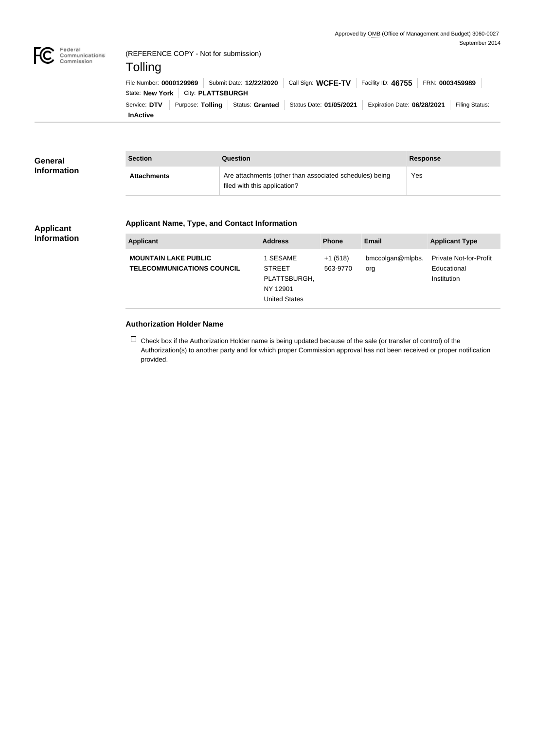Approved by OMB (Office of Management and Budget) 3060-0027
September 2014

Federal Communications Commission

(REFERENCE COPY - Not for submission)

# Tolling

File Number: **0000129969** | Submit Date: **12/22/2020** | Call Sign: **WCFE-TV** | Facility ID: **46755** | FRN: **0003459989** | State: **New York** | City: **PLATTSBURGH**

Service: **DTV** | Purpose: **Tolling** | Status: **Granted** | Status Date: **01/05/2021** | Expiration Date: **06/28/2021** | Filing Status: **InActive**

## General Information

| Section | Question | Response |
|---|---|---|
| **Attachments** | Are attachments (other than associated schedules) being filed with this application? | Yes |

## Applicant Information

### Applicant Name, Type, and Contact Information

| Applicant | Address | Phone | Email | Applicant Type |
|---|---|---|---|---|
| **MOUNTAIN LAKE PUBLIC TELECOMMUNICATIONS COUNCIL** | 1 SESAME STREET PLATTSBURGH, NY 12901 United States | +1 (518) 563-9770 | bmccolgan@mlpbs.org | Private Not-for-Profit Educational Institution |

### Authorization Holder Name

☐ Check box if the Authorization Holder name is being updated because of the sale (or transfer of control) of the Authorization(s) to another party and for which proper Commission approval has not been received or proper notification provided.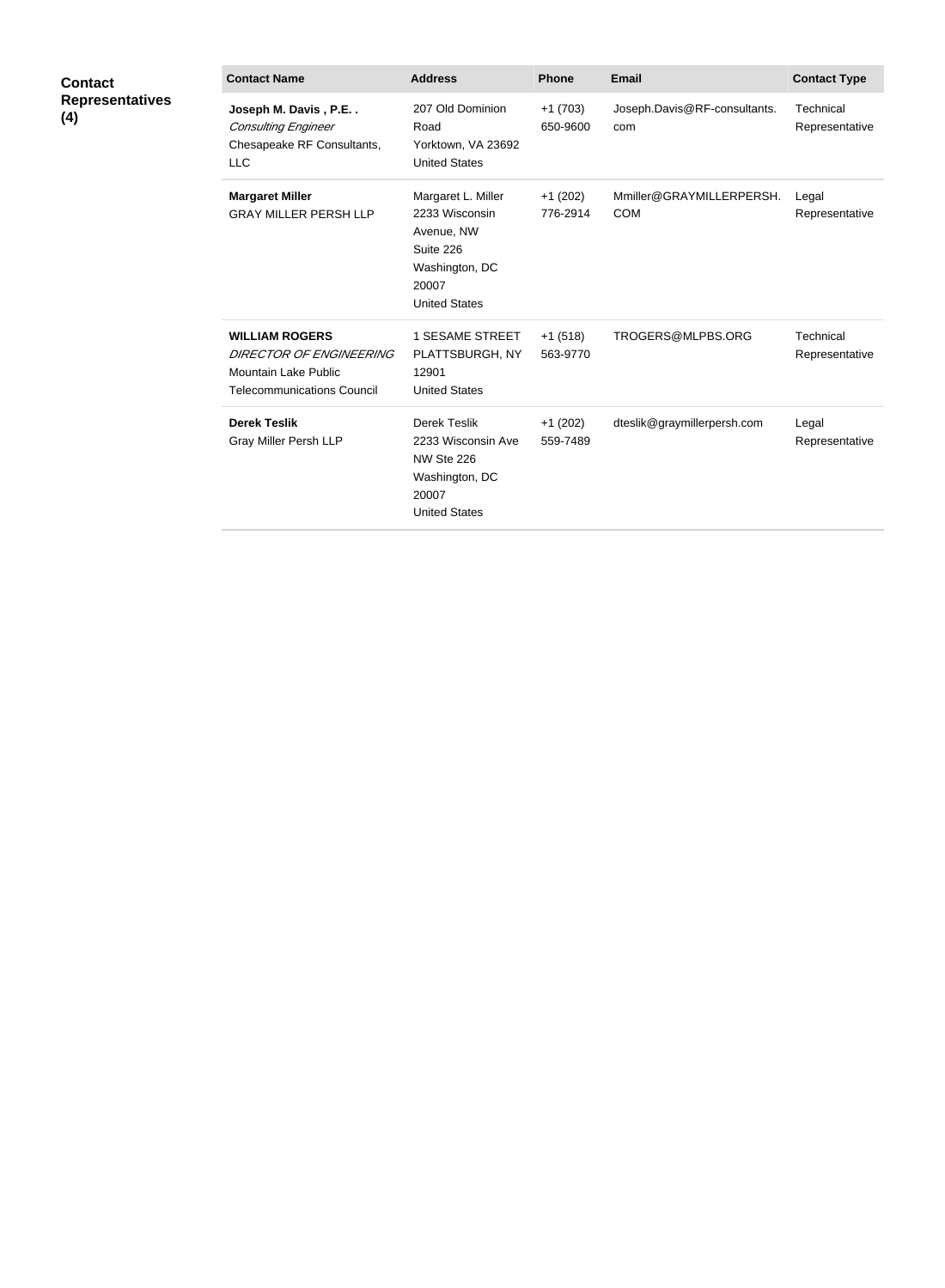**Contact Representatives (4)**

| Contact Name | Address | Phone | Email | Contact Type |
|---|---|---|---|---|
| **Joseph M. Davis , P.E. .**<br>*Consulting Engineer*<br>Chesapeake RF Consultants, LLC | 207 Old Dominion Road<br>Yorktown, VA 23692<br>United States | +1 (703) 650-9600 | Joseph.Davis@RF-consultants.com | Technical Representative |
| **Margaret Miller**<br>GRAY MILLER PERSH LLP | Margaret L. Miller<br>2233 Wisconsin Avenue, NW<br>Suite 226<br>Washington, DC 20007<br>United States | +1 (202) 776-2914 | Mmiller@GRAYMILLERPERSH.COM | Legal Representative |
| **WILLIAM ROGERS**<br>*DIRECTOR OF ENGINEERING*<br>Mountain Lake Public Telecommunications Council | 1 SESAME STREET<br>PLATTSBURGH, NY 12901<br>United States | +1 (518) 563-9770 | TROGERS@MLPBS.ORG | Technical Representative |
| **Derek Teslik**<br>Gray Miller Persh LLP | Derek Teslik<br>2233 Wisconsin Ave NW Ste 226<br>Washington, DC 20007<br>United States | +1 (202) 559-7489 | dteslik@graymillerpersh.com | Legal Representative |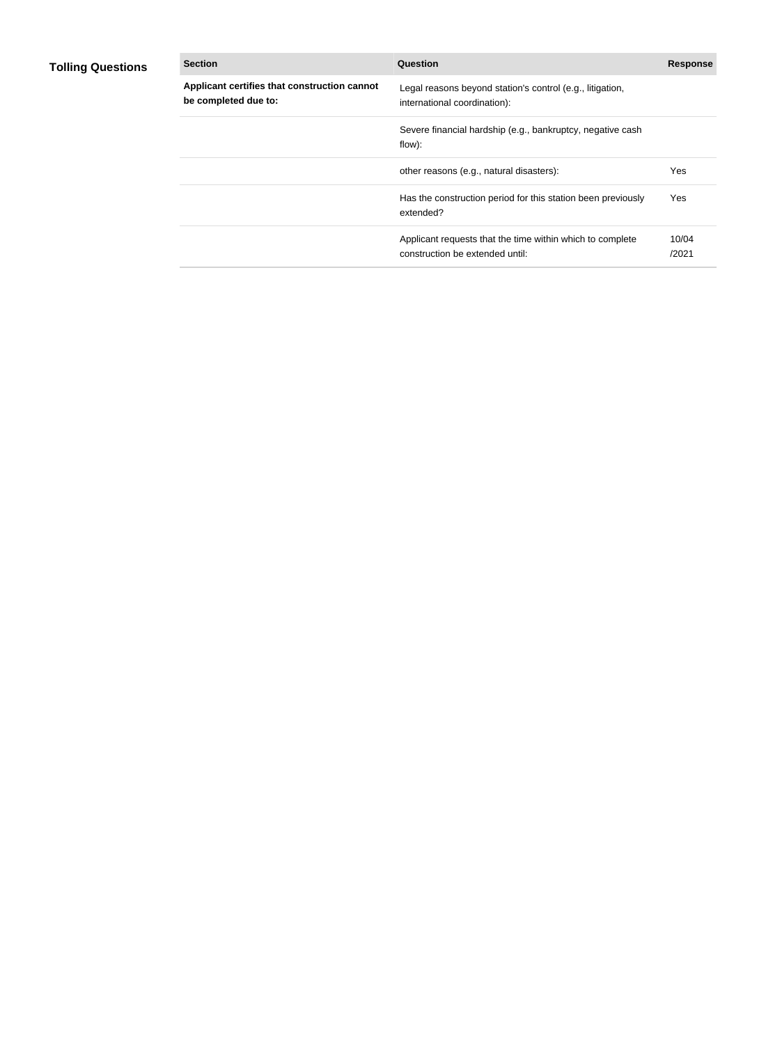**Tolling Questions**

| Section | Question | Response |
|---|---|---|
| **Applicant certifies that construction cannot be completed due to:** | Legal reasons beyond station's control (e.g., litigation, international coordination): | |
| | Severe financial hardship (e.g., bankruptcy, negative cash flow): | |
| | other reasons (e.g., natural disasters): | Yes |
| | Has the construction period for this station been previously extended? | Yes |
| | Applicant requests that the time within which to complete construction be extended until: | 10/04/2021 |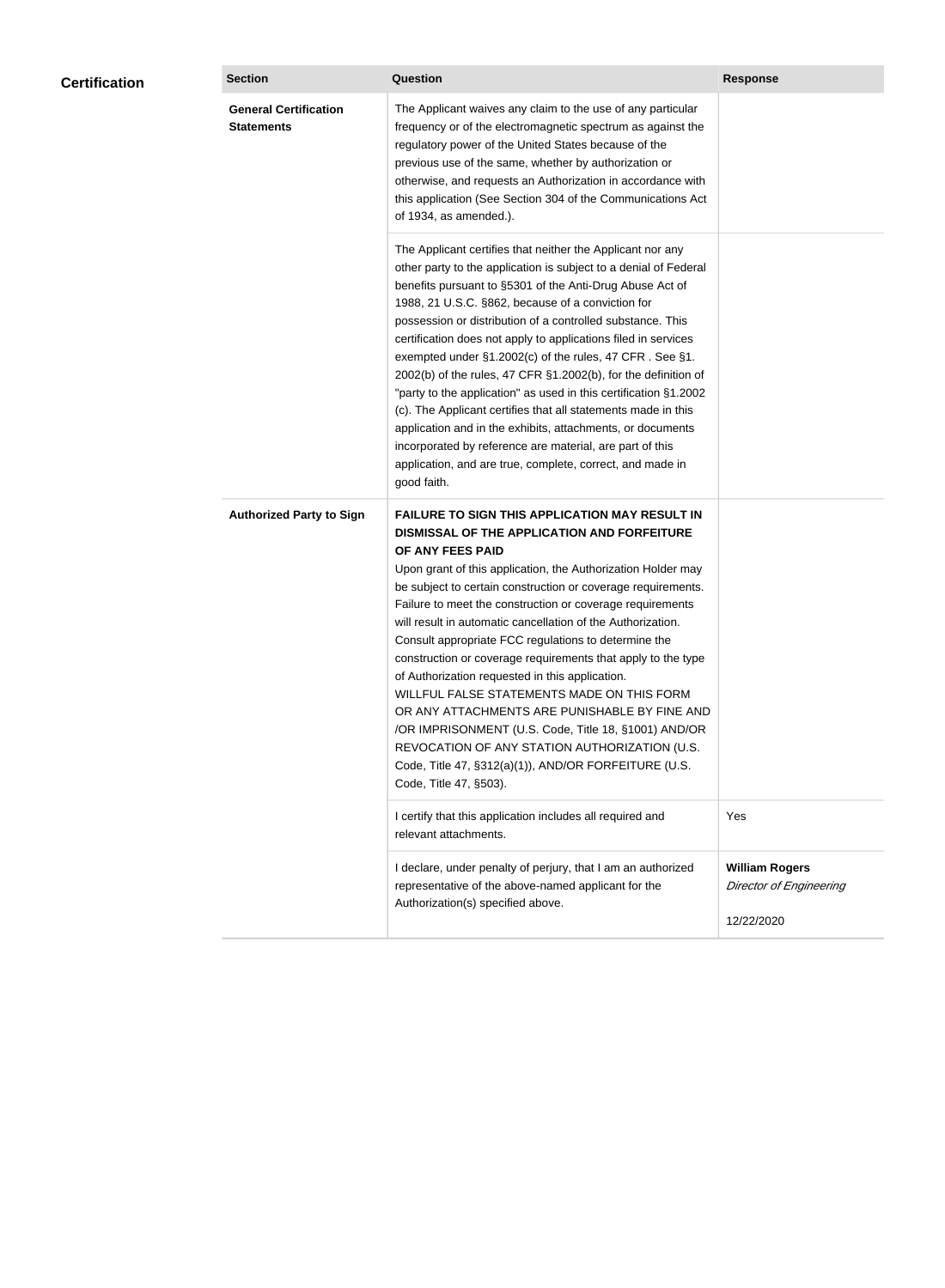## Certification

| Section | Question | Response |
|---|---|---|
| **General Certification Statements** | The Applicant waives any claim to the use of any particular frequency or of the electromagnetic spectrum as against the regulatory power of the United States because of the previous use of the same, whether by authorization or otherwise, and requests an Authorization in accordance with this application (See Section 304 of the Communications Act of 1934, as amended.). | |
| | The Applicant certifies that neither the Applicant nor any other party to the application is subject to a denial of Federal benefits pursuant to §5301 of the Anti-Drug Abuse Act of 1988, 21 U.S.C. §862, because of a conviction for possession or distribution of a controlled substance. This certification does not apply to applications filed in services exempted under §1.2002(c) of the rules, 47 CFR . See §1. 2002(b) of the rules, 47 CFR §1.2002(b), for the definition of "party to the application" as used in this certification §1.2002 (c). The Applicant certifies that all statements made in this application and in the exhibits, attachments, or documents incorporated by reference are material, are part of this application, and are true, complete, correct, and made in good faith. | |
| **Authorized Party to Sign** | **FAILURE TO SIGN THIS APPLICATION MAY RESULT IN DISMISSAL OF THE APPLICATION AND FORFEITURE OF ANY FEES PAID** Upon grant of this application, the Authorization Holder may be subject to certain construction or coverage requirements. Failure to meet the construction or coverage requirements will result in automatic cancellation of the Authorization. Consult appropriate FCC regulations to determine the construction or coverage requirements that apply to the type of Authorization requested in this application. WILLFUL FALSE STATEMENTS MADE ON THIS FORM OR ANY ATTACHMENTS ARE PUNISHABLE BY FINE AND /OR IMPRISONMENT (U.S. Code, Title 18, §1001) AND/OR REVOCATION OF ANY STATION AUTHORIZATION (U.S. Code, Title 47, §312(a)(1)), AND/OR FORFEITURE (U.S. Code, Title 47, §503). | |
| | I certify that this application includes all required and relevant attachments. | Yes |
| | I declare, under penalty of perjury, that I am an authorized representative of the above-named applicant for the Authorization(s) specified above. | **William Rogers** *Director of Engineering* 12/22/2020 |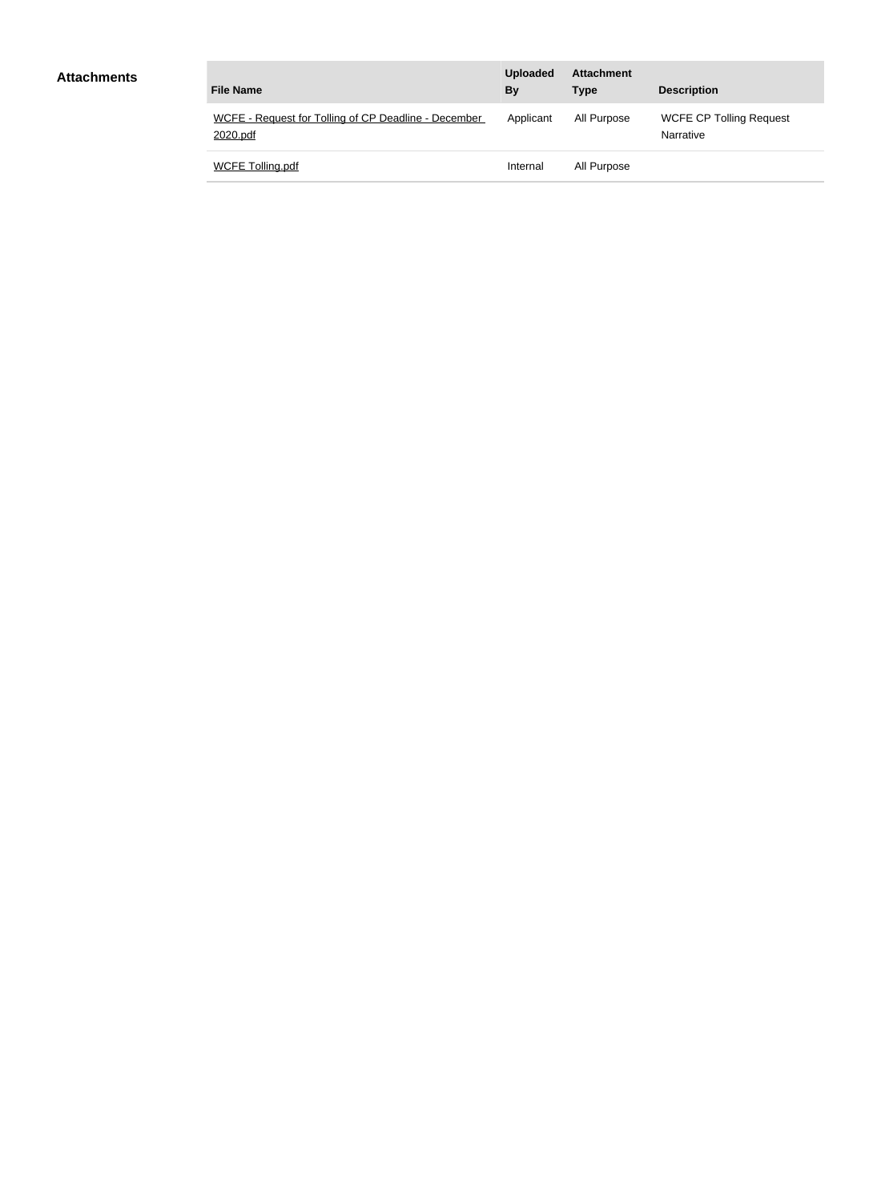**Attachments**

| File Name | Uploaded By | Attachment Type | Description |
|---|---|---|---|
| WCFE - Request for Tolling of CP Deadline - December 2020.pdf | Applicant | All Purpose | WCFE CP Tolling Request Narrative |
| WCFE Tolling.pdf | Internal | All Purpose | |